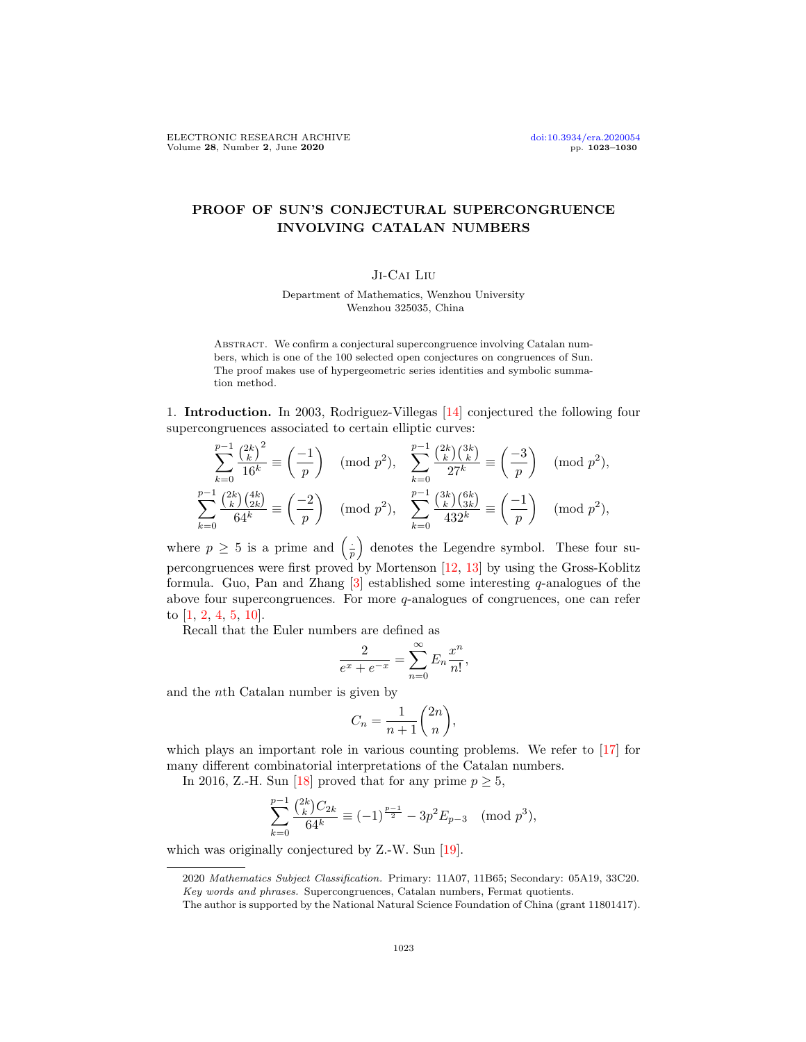# PROOF OF SUN'S CONJECTURAL SUPERCONGRUENCE INVOLVING CATALAN NUMBERS

Ji-Cai Liu

Department of Mathematics, Wenzhou University
Wenzhou 325035, China

Abstract. We confirm a conjectural supercongruence involving Catalan numbers, which is one of the 100 selected open conjectures on congruences of Sun. The proof makes use of hypergeometric series identities and symbolic summation method.

1. **Introduction.** In 2003, Rodriguez-Villegas [14] conjectured the following four supercongruences associated to certain elliptic curves:

$$\sum_{k=0}^{p-1}\frac{\binom{2k}{k}^2}{16^k}\equiv\left(\frac{-1}{p}\right)\pmod{p^2},\quad \sum_{k=0}^{p-1}\frac{\binom{2k}{k}\binom{3k}{k}}{27^k}\equiv\left(\frac{-3}{p}\right)\pmod{p^2},$$

$$\sum_{k=0}^{p-1}\frac{\binom{2k}{k}\binom{4k}{2k}}{64^k}\equiv\left(\frac{-2}{p}\right)\pmod{p^2},\quad \sum_{k=0}^{p-1}\frac{\binom{3k}{k}\binom{6k}{3k}}{432^k}\equiv\left(\frac{-1}{p}\right)\pmod{p^2},$$

where $p\ge 5$ is a prime and $\left(\frac{\cdot}{p}\right)$ denotes the Legendre symbol. These four supercongruences were first proved by Mortenson [12, 13] by using the Gross-Koblitz formula. Guo, Pan and Zhang [3] established some interesting $q$-analogues of the above four supercongruences. For more $q$-analogues of congruences, one can refer to [1, 2, 4, 5, 10].

Recall that the Euler numbers are defined as

$$\frac{2}{e^x+e^{-x}}=\sum_{n=0}^{\infty}E_n\frac{x^n}{n!},$$

and the $n$th Catalan number is given by

$$C_n=\frac{1}{n+1}\binom{2n}{n},$$

which plays an important role in various counting problems. We refer to [17] for many different combinatorial interpretations of the Catalan numbers.

In 2016, Z.-H. Sun [18] proved that for any prime $p\ge 5$,

$$\sum_{k=0}^{p-1}\frac{\binom{2k}{k}C_{2k}}{64^k}\equiv(-1)^{\frac{p-1}{2}}-3p^2E_{p-3}\pmod{p^3},$$

which was originally conjectured by Z.-W. Sun [19].

---

2020 *Mathematics Subject Classification.* Primary: 11A07, 11B65; Secondary: 05A19, 33C20.
*Key words and phrases.* Supercongruences, Catalan numbers, Fermat quotients.
The author is supported by the National Natural Science Foundation of China (grant 11801417).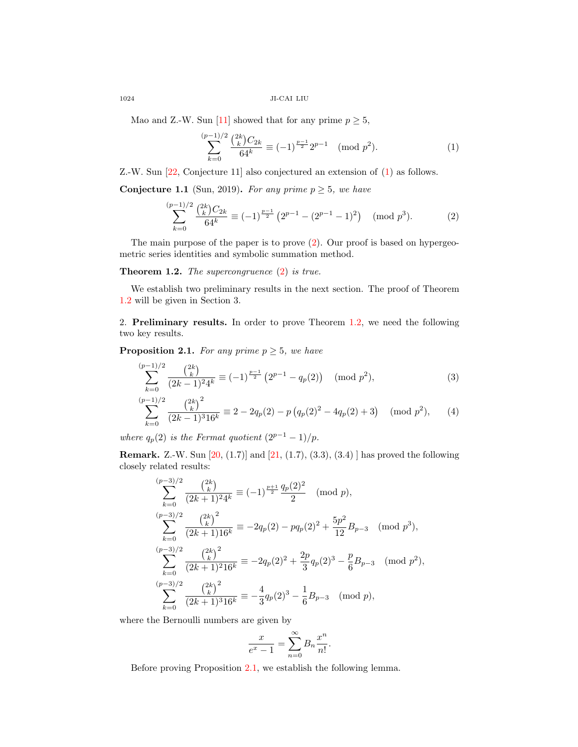Mao and Z.-W. Sun [11] showed that for any prime $p \geq 5$,

$$\sum_{k=0}^{(p-1)/2} \frac{\binom{2k}{k} C_{2k}}{64^k} \equiv (-1)^{\frac{p-1}{2}} 2^{p-1} \pmod{p^2}. \tag{1}$$

Z.-W. Sun [22, Conjecture 11] also conjectured an extension of (1) as follows.

**Conjecture 1.1** (Sun, 2019). *For any prime $p \geq 5$, we have*

$$\sum_{k=0}^{(p-1)/2} \frac{\binom{2k}{k} C_{2k}}{64^k} \equiv (-1)^{\frac{p-1}{2}} \left(2^{p-1} - (2^{p-1}-1)^2\right) \pmod{p^3}. \tag{2}$$

The main purpose of the paper is to prove (2). Our proof is based on hypergeometric series identities and symbolic summation method.

**Theorem 1.2.** *The supercongruence (2) is true.*

We establish two preliminary results in the next section. The proof of Theorem 1.2 will be given in Section 3.

## 2. Preliminary results.

In order to prove Theorem 1.2, we need the following two key results.

**Proposition 2.1.** *For any prime $p \geq 5$, we have*

$$\sum_{k=0}^{(p-1)/2} \frac{\binom{2k}{k}}{(2k-1)^2 4^k} \equiv (-1)^{\frac{p-1}{2}} \left(2^{p-1} - q_p(2)\right) \pmod{p^2}, \tag{3}$$

$$\sum_{k=0}^{(p-1)/2} \frac{\binom{2k}{k}^2}{(2k-1)^3 16^k} \equiv 2 - 2q_p(2) - p\left(q_p(2)^2 - 4q_p(2) + 3\right) \pmod{p^2}, \tag{4}$$

*where $q_p(2)$ is the Fermat quotient $(2^{p-1}-1)/p$.*

**Remark.** Z.-W. Sun [20, (1.7)] and [21, (1.7), (3.3), (3.4) ] has proved the following closely related results:

$$\sum_{k=0}^{(p-3)/2} \frac{\binom{2k}{k}}{(2k+1)^2 4^k} \equiv (-1)^{\frac{p+1}{2}} \frac{q_p(2)^2}{2} \pmod{p},$$

$$\sum_{k=0}^{(p-3)/2} \frac{\binom{2k}{k}^2}{(2k+1)16^k} \equiv -2q_p(2) - pq_p(2)^2 + \frac{5p^2}{12} B_{p-3} \pmod{p^3},$$

$$\sum_{k=0}^{(p-3)/2} \frac{\binom{2k}{k}^2}{(2k+1)^2 16^k} \equiv -2q_p(2)^2 + \frac{2p}{3} q_p(2)^3 - \frac{p}{6} B_{p-3} \pmod{p^2},$$

$$\sum_{k=0}^{(p-3)/2} \frac{\binom{2k}{k}^2}{(2k+1)^3 16^k} \equiv -\frac{4}{3} q_p(2)^3 - \frac{1}{6} B_{p-3} \pmod{p},$$

where the Bernoulli numbers are given by

$$\frac{x}{e^x - 1} = \sum_{n=0}^{\infty} B_n \frac{x^n}{n!}.$$

Before proving Proposition 2.1, we establish the following lemma.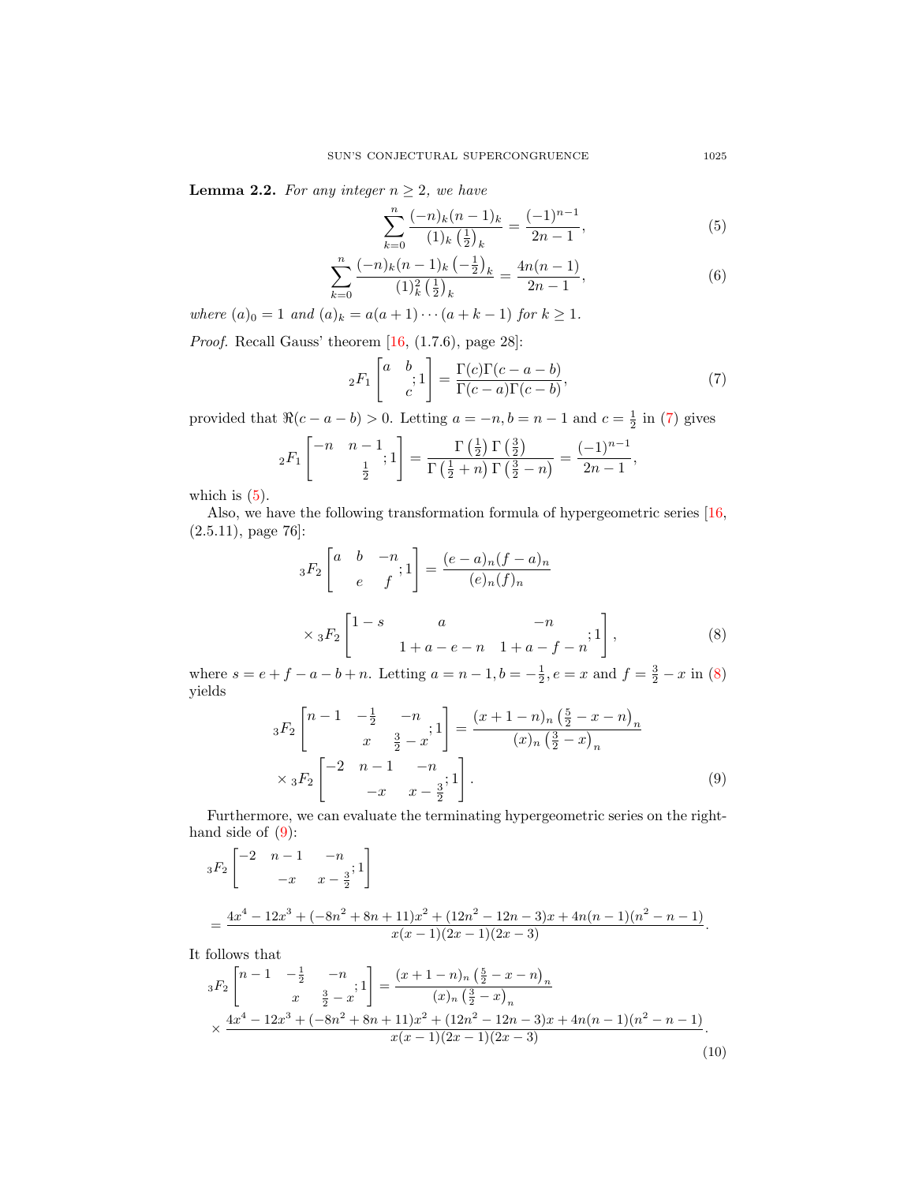**Lemma 2.2.** *For any integer $n \geq 2$, we have*

$$\sum_{k=0}^{n} \frac{(-n)_k (n-1)_k}{(1)_k \left(\frac{1}{2}\right)_k} = \frac{(-1)^{n-1}}{2n-1}, \tag{5}$$

$$\sum_{k=0}^{n} \frac{(-n)_k (n-1)_k \left(-\frac{1}{2}\right)_k}{(1)_k^2 \left(\frac{1}{2}\right)_k} = \frac{4n(n-1)}{2n-1}, \tag{6}$$

*where $(a)_0 = 1$ and $(a)_k = a(a+1)\cdots(a+k-1)$ for $k \geq 1$.*

*Proof.* Recall Gauss' theorem [16, (1.7.6), page 28]:

$$ {}_2F_1 \left[ \begin{matrix} a & b \\ & c \end{matrix} ; 1 \right] = \frac{\Gamma(c)\Gamma(c-a-b)}{\Gamma(c-a)\Gamma(c-b)}, \tag{7}$$

provided that $\Re(c-a-b) > 0$. Letting $a = -n, b = n-1$ and $c = \frac{1}{2}$ in (7) gives

$$ {}_2F_1 \left[ \begin{matrix} -n & n-1 \\ & \frac{1}{2} \end{matrix} ; 1 \right] = \frac{\Gamma\left(\frac{1}{2}\right)\Gamma\left(\frac{3}{2}\right)}{\Gamma\left(\frac{1}{2}+n\right)\Gamma\left(\frac{3}{2}-n\right)} = \frac{(-1)^{n-1}}{2n-1},$$

which is (5).

Also, we have the following transformation formula of hypergeometric series [16, (2.5.11), page 76]:

$$ {}_3F_2 \left[ \begin{matrix} a & b & -n \\ & e & f \end{matrix} ; 1 \right] = \frac{(e-a)_n (f-a)_n}{(e)_n (f)_n}$$

$$\times {}_3F_2 \left[ \begin{matrix} 1-s & a & -n \\ & 1+a-e-n & 1+a-f-n \end{matrix} ; 1 \right], \tag{8}$$

where $s = e+f-a-b+n$. Letting $a = n-1, b = -\frac{1}{2}, e = x$ and $f = \frac{3}{2} - x$ in (8) yields

$$ {}_3F_2 \left[ \begin{matrix} n-1 & -\frac{1}{2} & -n \\ & x & \frac{3}{2}-x \end{matrix} ; 1 \right] = \frac{(x+1-n)_n \left(\frac{5}{2}-x-n\right)_n}{(x)_n \left(\frac{3}{2}-x\right)_n}$$

$$\times {}_3F_2 \left[ \begin{matrix} -2 & n-1 & -n \\ & -x & x-\frac{3}{2} \end{matrix} ; 1 \right]. \tag{9}$$

Furthermore, we can evaluate the terminating hypergeometric series on the right-hand side of (9):

$$ {}_3F_2 \left[ \begin{matrix} -2 & n-1 & -n \\ & -x & x-\frac{3}{2} \end{matrix} ; 1 \right]$$

$$= \frac{4x^4 - 12x^3 + (-8n^2+8n+11)x^2 + (12n^2-12n-3)x + 4n(n-1)(n^2-n-1)}{x(x-1)(2x-1)(2x-3)}.$$

It follows that

$$ {}_3F_2 \left[ \begin{matrix} n-1 & -\frac{1}{2} & -n \\ & x & \frac{3}{2}-x \end{matrix} ; 1 \right] = \frac{(x+1-n)_n \left(\frac{5}{2}-x-n\right)_n}{(x)_n \left(\frac{3}{2}-x\right)_n}$$

$$\times \frac{4x^4 - 12x^3 + (-8n^2+8n+11)x^2 + (12n^2-12n-3)x + 4n(n-1)(n^2-n-1)}{x(x-1)(2x-1)(2x-3)}. \tag{10}$$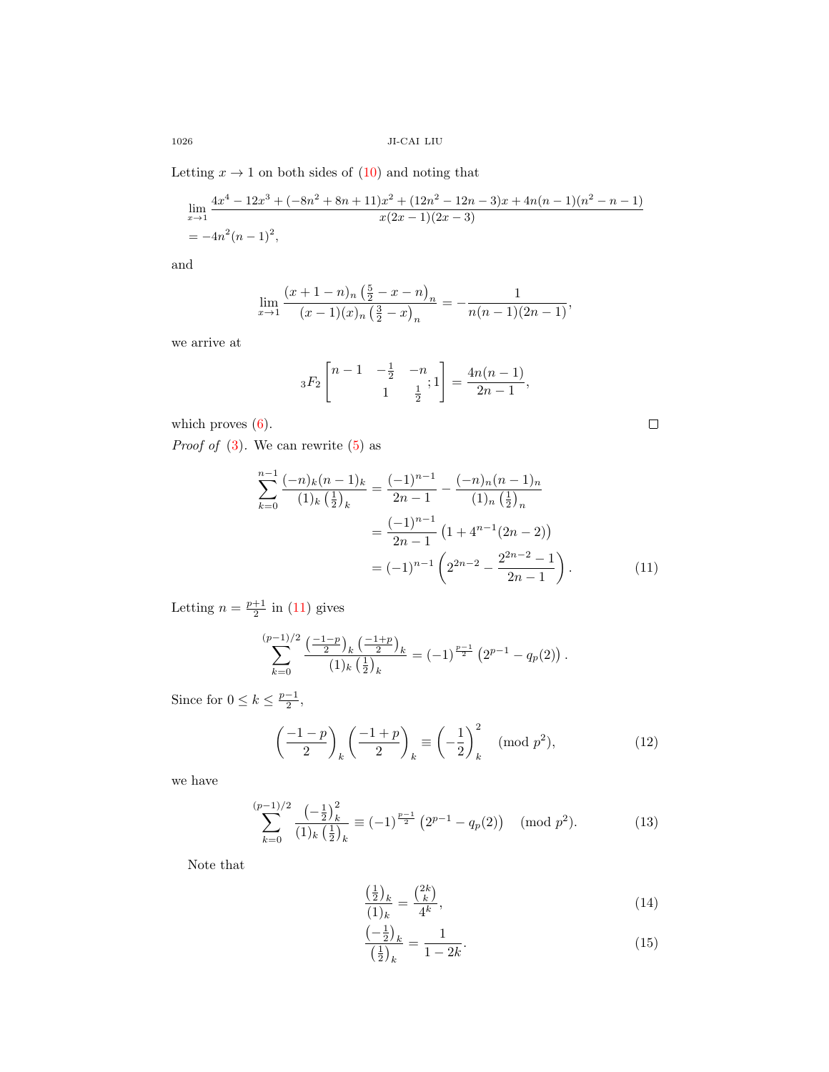Letting $x \to 1$ on both sides of (10) and noting that

$$
\begin{aligned}
&\lim_{x\to 1} \frac{4x^4 - 12x^3 + (-8n^2+8n+11)x^2 + (12n^2-12n-3)x + 4n(n-1)(n^2-n-1)}{x(2x-1)(2x-3)} \\
&= -4n^2(n-1)^2,
\end{aligned}
$$

and

$$
\lim_{x\to 1} \frac{(x+1-n)_n \left(\frac{5}{2}-x-n\right)_n}{(x-1)(x)_n \left(\frac{3}{2}-x\right)_n} = -\frac{1}{n(n-1)(2n-1)},
$$

we arrive at

$$
{}_3F_2\left[\begin{matrix} n-1 & -\frac{1}{2} & -n \\ & 1 & \frac{1}{2} \end{matrix}; 1\right] = \frac{4n(n-1)}{2n-1},
$$

which proves (6). $\square$

*Proof of* (3). We can rewrite (5) as

$$
\begin{aligned}
\sum_{k=0}^{n-1} \frac{(-n)_k (n-1)_k}{(1)_k \left(\frac{1}{2}\right)_k} &= \frac{(-1)^{n-1}}{2n-1} - \frac{(-n)_n (n-1)_n}{(1)_n \left(\frac{1}{2}\right)_n} \\
&= \frac{(-1)^{n-1}}{2n-1}\left(1 + 4^{n-1}(2n-2)\right) \\
&= (-1)^{n-1}\left(2^{2n-2} - \frac{2^{2n-2}-1}{2n-1}\right). \qquad (11)
\end{aligned}
$$

Letting $n = \frac{p+1}{2}$ in (11) gives

$$
\sum_{k=0}^{(p-1)/2} \frac{\left(\frac{-1-p}{2}\right)_k \left(\frac{-1+p}{2}\right)_k}{(1)_k \left(\frac{1}{2}\right)_k} = (-1)^{\frac{p-1}{2}} \left(2^{p-1} - q_p(2)\right).
$$

Since for $0 \le k \le \frac{p-1}{2}$,

$$
\left(\frac{-1-p}{2}\right)_k \left(\frac{-1+p}{2}\right)_k \equiv \left(-\frac{1}{2}\right)_k^2 \pmod{p^2}, \qquad (12)
$$

we have

$$
\sum_{k=0}^{(p-1)/2} \frac{\left(-\frac{1}{2}\right)_k^2}{(1)_k \left(\frac{1}{2}\right)_k} \equiv (-1)^{\frac{p-1}{2}} \left(2^{p-1} - q_p(2)\right) \pmod{p^2}. \qquad (13)
$$

Note that

$$
\frac{\left(\frac{1}{2}\right)_k}{(1)_k} = \frac{\binom{2k}{k}}{4^k}, \qquad (14)
$$

$$
\frac{\left(-\frac{1}{2}\right)_k}{\left(\frac{1}{2}\right)_k} = \frac{1}{1-2k}. \qquad (15)
$$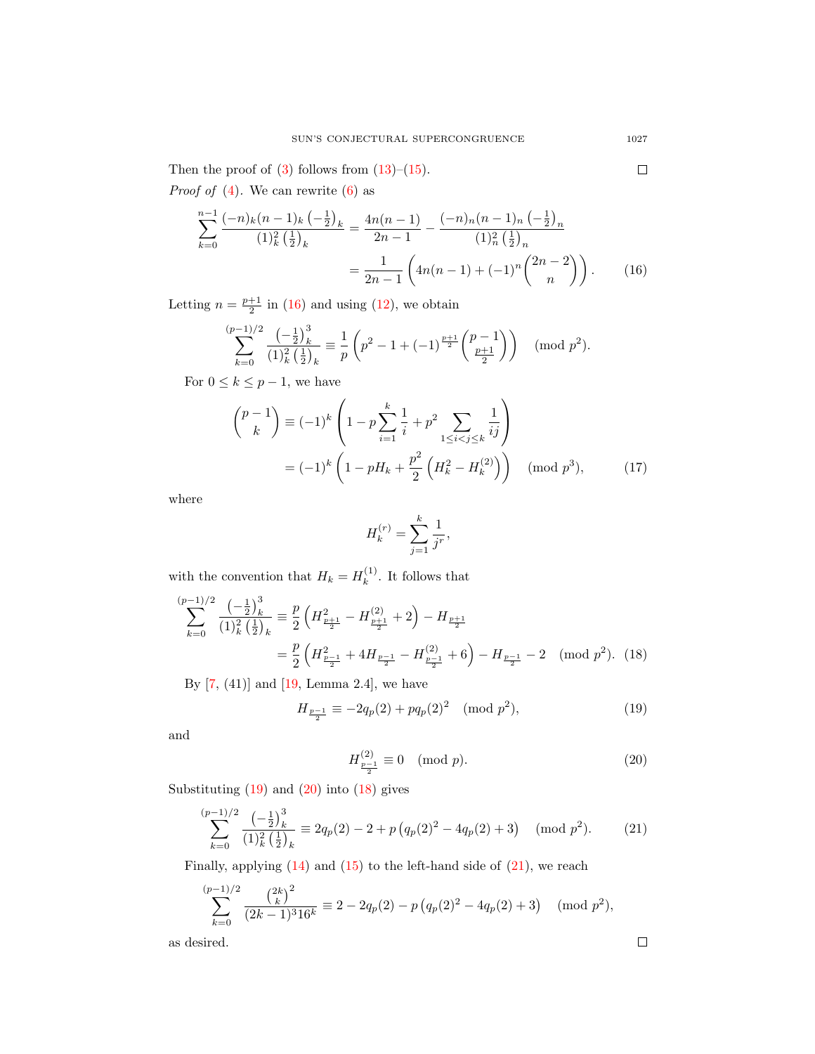Then the proof of (3) follows from (13)–(15). $\square$

*Proof of* (4). We can rewrite (6) as

$$\sum_{k=0}^{n-1} \frac{(-n)_k(n-1)_k\left(-\frac{1}{2}\right)_k}{(1)_k^2\left(\frac{1}{2}\right)_k} = \frac{4n(n-1)}{2n-1} - \frac{(-n)_n(n-1)_n\left(-\frac{1}{2}\right)_n}{(1)_n^2\left(\frac{1}{2}\right)_n}$$
$$= \frac{1}{2n-1}\left(4n(n-1) + (-1)^n\binom{2n-2}{n}\right). \tag{16}$$

Letting $n = \frac{p+1}{2}$ in (16) and using (12), we obtain

$$\sum_{k=0}^{(p-1)/2} \frac{\left(-\frac{1}{2}\right)_k^3}{(1)_k^2\left(\frac{1}{2}\right)_k} \equiv \frac{1}{p}\left(p^2 - 1 + (-1)^{\frac{p+1}{2}}\binom{p-1}{\frac{p+1}{2}}\right) \pmod{p^2}.$$

For $0 \le k \le p-1$, we have

$$\binom{p-1}{k} \equiv (-1)^k\left(1 - p\sum_{i=1}^{k}\frac{1}{i} + p^2\sum_{1\le i<j\le k}\frac{1}{ij}\right)$$
$$= (-1)^k\left(1 - pH_k + \frac{p^2}{2}\left(H_k^2 - H_k^{(2)}\right)\right) \pmod{p^3}, \tag{17}$$

where

$$H_k^{(r)} = \sum_{j=1}^{k}\frac{1}{j^r},$$

with the convention that $H_k = H_k^{(1)}$. It follows that

$$\sum_{k=0}^{(p-1)/2} \frac{\left(-\frac{1}{2}\right)_k^3}{(1)_k^2\left(\frac{1}{2}\right)_k} \equiv \frac{p}{2}\left(H_{\frac{p+1}{2}}^2 - H_{\frac{p+1}{2}}^{(2)} + 2\right) - H_{\frac{p+1}{2}}$$
$$= \frac{p}{2}\left(H_{\frac{p-1}{2}}^2 + 4H_{\frac{p-1}{2}} - H_{\frac{p-1}{2}}^{(2)} + 6\right) - H_{\frac{p-1}{2}} - 2 \pmod{p^2}. \tag{18}$$

By [7, (41)] and [19, Lemma 2.4], we have

$$H_{\frac{p-1}{2}} \equiv -2q_p(2) + pq_p(2)^2 \pmod{p^2}, \tag{19}$$

and

$$H_{\frac{p-1}{2}}^{(2)} \equiv 0 \pmod{p}. \tag{20}$$

Substituting (19) and (20) into (18) gives

$$\sum_{k=0}^{(p-1)/2} \frac{\left(-\frac{1}{2}\right)_k^3}{(1)_k^2\left(\frac{1}{2}\right)_k} \equiv 2q_p(2) - 2 + p\left(q_p(2)^2 - 4q_p(2) + 3\right) \pmod{p^2}. \tag{21}$$

Finally, applying (14) and (15) to the left-hand side of (21), we reach

$$\sum_{k=0}^{(p-1)/2} \frac{\binom{2k}{k}^2}{(2k-1)^3 16^k} \equiv 2 - 2q_p(2) - p\left(q_p(2)^2 - 4q_p(2) + 3\right) \pmod{p^2},$$

as desired. $\square$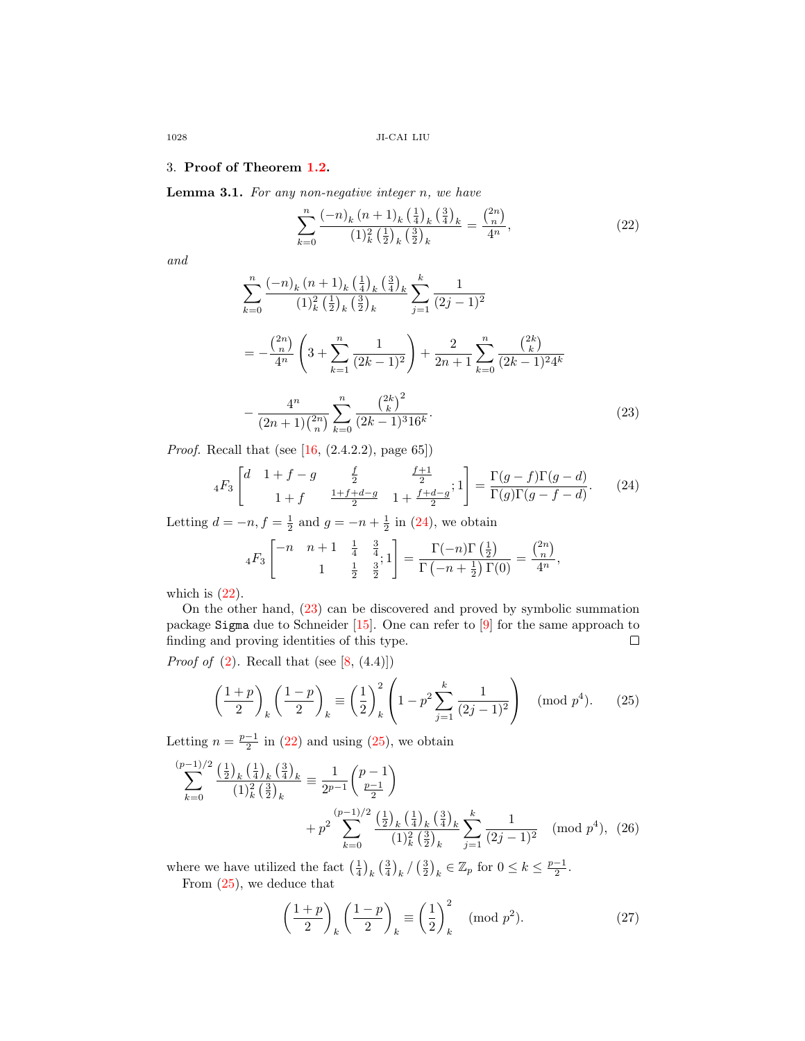## 3. **Proof of Theorem 1.2.**

**Lemma 3.1.** *For any non-negative integer $n$, we have*

$$\sum_{k=0}^{n} \frac{(-n)_k (n+1)_k \left(\frac{1}{4}\right)_k \left(\frac{3}{4}\right)_k}{(1)_k^2 \left(\frac{1}{2}\right)_k \left(\frac{3}{2}\right)_k} = \frac{\binom{2n}{n}}{4^n}, \tag{22}$$

*and*

$$\sum_{k=0}^{n} \frac{(-n)_k (n+1)_k \left(\frac{1}{4}\right)_k \left(\frac{3}{4}\right)_k}{(1)_k^2 \left(\frac{1}{2}\right)_k \left(\frac{3}{2}\right)_k} \sum_{j=1}^{k} \frac{1}{(2j-1)^2}$$

$$= -\frac{\binom{2n}{n}}{4^n}\left(3 + \sum_{k=1}^{n} \frac{1}{(2k-1)^2}\right) + \frac{2}{2n+1}\sum_{k=0}^{n} \frac{\binom{2k}{k}}{(2k-1)^2 4^k}$$

$$- \frac{4^n}{(2n+1)\binom{2n}{n}} \sum_{k=0}^{n} \frac{\binom{2k}{k}^2}{(2k-1)^3 16^k}. \tag{23}$$

*Proof.* Recall that (see [16, (2.4.2.2), page 65])

$${}_4F_3\left[\begin{matrix} d & 1+f-g & \frac{f}{2} & \frac{f+1}{2} \\ & 1+f & \frac{1+f+d-g}{2} & 1+\frac{f+d-g}{2} \end{matrix}; 1\right] = \frac{\Gamma(g-f)\Gamma(g-d)}{\Gamma(g)\Gamma(g-f-d)}. \tag{24}$$

Letting $d = -n, f = \frac{1}{2}$ and $g = -n + \frac{1}{2}$ in (24), we obtain

$${}_4F_3\left[\begin{matrix} -n & n+1 & \frac{1}{4} & \frac{3}{4} \\ & 1 & \frac{1}{2} & \frac{3}{2} \end{matrix}; 1\right] = \frac{\Gamma(-n)\Gamma\left(\frac{1}{2}\right)}{\Gamma\left(-n+\frac{1}{2}\right)\Gamma(0)} = \frac{\binom{2n}{n}}{4^n},$$

which is (22).

On the other hand, (23) can be discovered and proved by symbolic summation package `Sigma` due to Schneider [15]. One can refer to [9] for the same approach to finding and proving identities of this type. $\square$

*Proof of* (2). Recall that (see [8, (4.4)])

$$\left(\frac{1+p}{2}\right)_k \left(\frac{1-p}{2}\right)_k \equiv \left(\frac{1}{2}\right)_k^2 \left(1 - p^2 \sum_{j=1}^{k} \frac{1}{(2j-1)^2}\right) \pmod{p^4}. \tag{25}$$

Letting $n = \frac{p-1}{2}$ in (22) and using (25), we obtain

$$\sum_{k=0}^{(p-1)/2} \frac{\left(\frac{1}{2}\right)_k \left(\frac{1}{4}\right)_k \left(\frac{3}{4}\right)_k}{(1)_k^2 \left(\frac{3}{2}\right)_k} \equiv \frac{1}{2^{p-1}}\binom{p-1}{\frac{p-1}{2}}$$
$$+ p^2 \sum_{k=0}^{(p-1)/2} \frac{\left(\frac{1}{2}\right)_k \left(\frac{1}{4}\right)_k \left(\frac{3}{4}\right)_k}{(1)_k^2 \left(\frac{3}{2}\right)_k} \sum_{j=1}^{k} \frac{1}{(2j-1)^2} \pmod{p^4}, \tag{26}$$

where we have utilized the fact $\left(\frac{1}{4}\right)_k \left(\frac{3}{4}\right)_k / \left(\frac{3}{2}\right)_k \in \mathbb{Z}_p$ for $0 \le k \le \frac{p-1}{2}$.

From (25), we deduce that

$$\left(\frac{1+p}{2}\right)_k \left(\frac{1-p}{2}\right)_k \equiv \left(\frac{1}{2}\right)_k^2 \pmod{p^2}. \tag{27}$$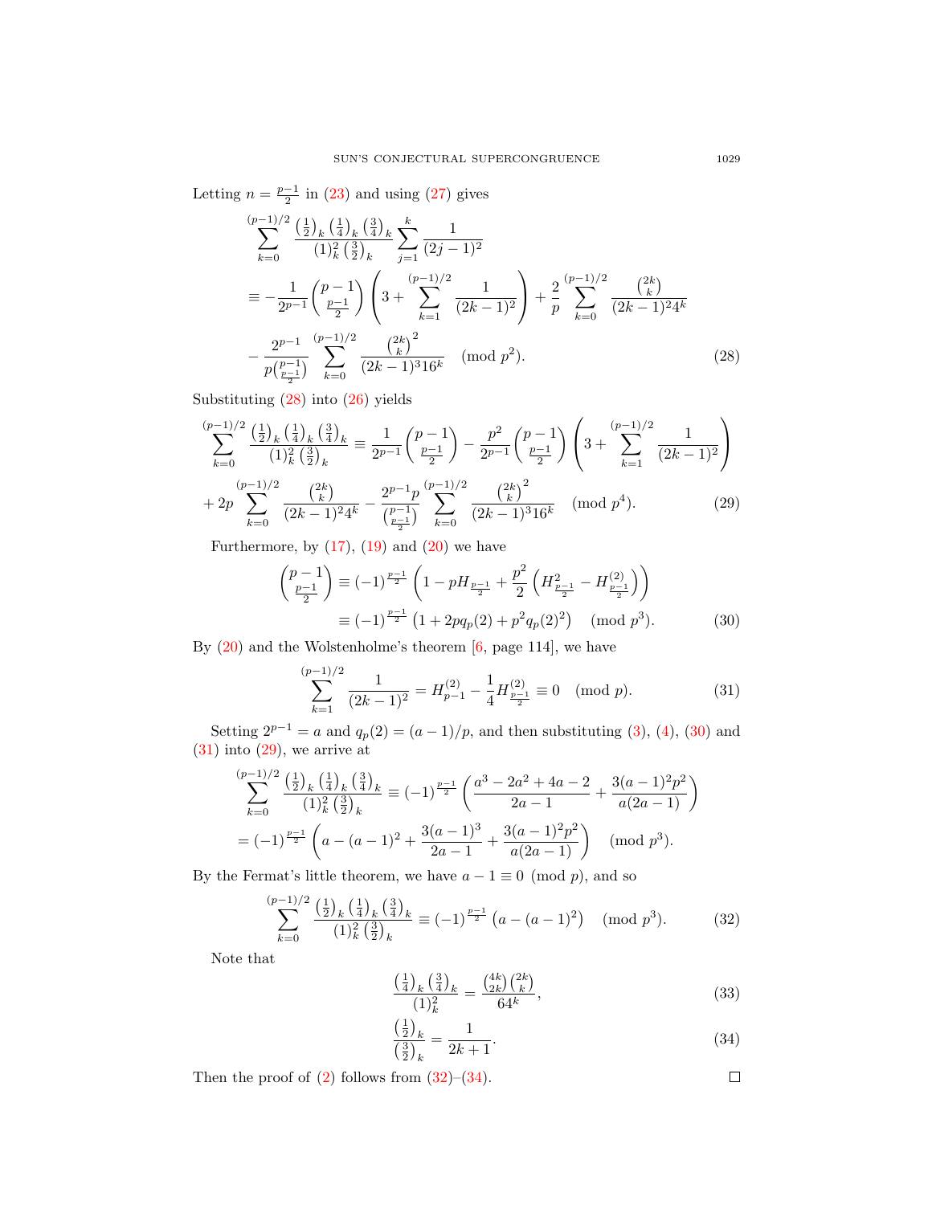Letting $n = \frac{p-1}{2}$ in (23) and using (27) gives

$$
\begin{aligned}
&\sum_{k=0}^{(p-1)/2} \frac{\left(\frac{1}{2}\right)_k \left(\frac{1}{4}\right)_k \left(\frac{3}{4}\right)_k}{(1)_k^2 \left(\frac{3}{2}\right)_k} \sum_{j=1}^{k} \frac{1}{(2j-1)^2} \\
&\equiv -\frac{1}{2^{p-1}} \binom{p-1}{\frac{p-1}{2}} \left( 3 + \sum_{k=1}^{(p-1)/2} \frac{1}{(2k-1)^2} \right) + \frac{2}{p} \sum_{k=0}^{(p-1)/2} \frac{\binom{2k}{k}}{(2k-1)^2 4^k} \\
&\quad - \frac{2^{p-1}}{p\binom{p-1}{\frac{p-1}{2}}} \sum_{k=0}^{(p-1)/2} \frac{\binom{2k}{k}^2}{(2k-1)^3 16^k} \pmod{p^2}.
\end{aligned} \tag{28}
$$

Substituting (28) into (26) yields

$$
\begin{aligned}
\sum_{k=0}^{(p-1)/2} \frac{\left(\frac{1}{2}\right)_k \left(\frac{1}{4}\right)_k \left(\frac{3}{4}\right)_k}{(1)_k^2 \left(\frac{3}{2}\right)_k} &\equiv \frac{1}{2^{p-1}} \binom{p-1}{\frac{p-1}{2}} - \frac{p^2}{2^{p-1}} \binom{p-1}{\frac{p-1}{2}} \left( 3 + \sum_{k=1}^{(p-1)/2} \frac{1}{(2k-1)^2} \right) \\
+ 2p \sum_{k=0}^{(p-1)/2} \frac{\binom{2k}{k}}{(2k-1)^2 4^k} &- \frac{2^{p-1} p}{\binom{p-1}{\frac{p-1}{2}}} \sum_{k=0}^{(p-1)/2} \frac{\binom{2k}{k}^2}{(2k-1)^3 16^k} \pmod{p^4}.
\end{aligned} \tag{29}
$$

Furthermore, by (17), (19) and (20) we have

$$
\begin{aligned}
\binom{p-1}{\frac{p-1}{2}} &\equiv (-1)^{\frac{p-1}{2}} \left( 1 - pH_{\frac{p-1}{2}} + \frac{p^2}{2} \left( H_{\frac{p-1}{2}}^2 - H_{\frac{p-1}{2}}^{(2)} \right) \right) \\
&\equiv (-1)^{\frac{p-1}{2}} \left( 1 + 2pq_p(2) + p^2 q_p(2)^2 \right) \pmod{p^3}.
\end{aligned} \tag{30}
$$

By (20) and the Wolstenholme's theorem [6, page 114], we have

$$
\sum_{k=1}^{(p-1)/2} \frac{1}{(2k-1)^2} = H_{p-1}^{(2)} - \frac{1}{4} H_{\frac{p-1}{2}}^{(2)} \equiv 0 \pmod{p}. \tag{31}
$$

Setting $2^{p-1} = a$ and $q_p(2) = (a-1)/p$, and then substituting (3), (4), (30) and (31) into (29), we arrive at

$$
\begin{aligned}
\sum_{k=0}^{(p-1)/2} \frac{\left(\frac{1}{2}\right)_k \left(\frac{1}{4}\right)_k \left(\frac{3}{4}\right)_k}{(1)_k^2 \left(\frac{3}{2}\right)_k} &\equiv (-1)^{\frac{p-1}{2}} \left( \frac{a^3 - 2a^2 + 4a - 2}{2a-1} + \frac{3(a-1)^2 p^2}{a(2a-1)} \right) \\
&= (-1)^{\frac{p-1}{2}} \left( a - (a-1)^2 + \frac{3(a-1)^3}{2a-1} + \frac{3(a-1)^2 p^2}{a(2a-1)} \right) \pmod{p^3}.
\end{aligned}
$$

By the Fermat's little theorem, we have $a - 1 \equiv 0 \pmod{p}$, and so

$$
\sum_{k=0}^{(p-1)/2} \frac{\left(\frac{1}{2}\right)_k \left(\frac{1}{4}\right)_k \left(\frac{3}{4}\right)_k}{(1)_k^2 \left(\frac{3}{2}\right)_k} \equiv (-1)^{\frac{p-1}{2}} \left( a - (a-1)^2 \right) \pmod{p^3}. \tag{32}
$$

Note that

$$
\frac{\left(\frac{1}{4}\right)_k \left(\frac{3}{4}\right)_k}{(1)_k^2} = \frac{\binom{4k}{2k}\binom{2k}{k}}{64^k}, \tag{33}
$$

$$
\frac{\left(\frac{1}{2}\right)_k}{\left(\frac{3}{2}\right)_k} = \frac{1}{2k+1}. \tag{34}
$$

Then the proof of (2) follows from (32)–(34). □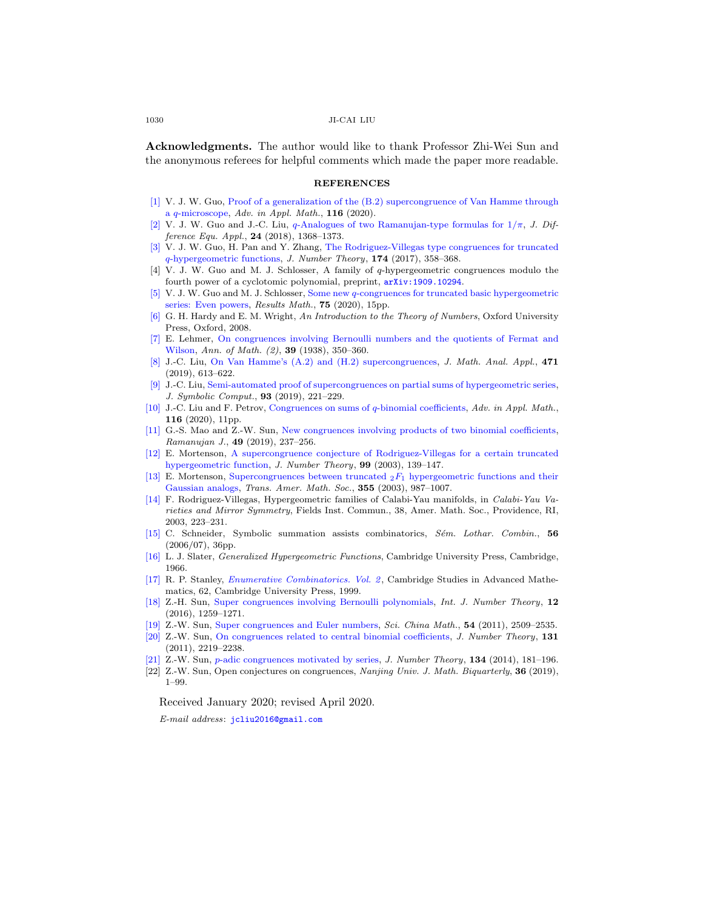**Acknowledgments.** The author would like to thank Professor Zhi-Wei Sun and the anonymous referees for helpful comments which made the paper more readable.

## REFERENCES

[1] V. J. W. Guo, Proof of a generalization of the (B.2) supercongruence of Van Hamme through a $q$-microscope, *Adv. in Appl. Math.*, **116** (2020).

[2] V. J. W. Guo and J.-C. Liu, $q$-Analogues of two Ramanujan-type formulas for $1/\pi$, *J. Difference Equ. Appl.*, **24** (2018), 1368–1373.

[3] V. J. W. Guo, H. Pan and Y. Zhang, The Rodriguez-Villegas type congruences for truncated $q$-hypergeometric functions, *J. Number Theory*, **174** (2017), 358–368.

[4] V. J. W. Guo and M. J. Schlosser, A family of $q$-hypergeometric congruences modulo the fourth power of a cyclotomic polynomial, preprint, arXiv:1909.10294.

[5] V. J. W. Guo and M. J. Schlosser, Some new $q$-congruences for truncated basic hypergeometric series: Even powers, *Results Math.*, **75** (2020), 15pp.

[6] G. H. Hardy and E. M. Wright, *An Introduction to the Theory of Numbers*, Oxford University Press, Oxford, 2008.

[7] E. Lehmer, On congruences involving Bernoulli numbers and the quotients of Fermat and Wilson, *Ann. of Math. (2)*, **39** (1938), 350–360.

[8] J.-C. Liu, On Van Hamme's (A.2) and (H.2) supercongruences, *J. Math. Anal. Appl.*, **471** (2019), 613–622.

[9] J.-C. Liu, Semi-automated proof of supercongruences on partial sums of hypergeometric series, *J. Symbolic Comput.*, **93** (2019), 221–229.

[10] J.-C. Liu and F. Petrov, Congruences on sums of $q$-binomial coefficients, *Adv. in Appl. Math.*, **116** (2020), 11pp.

[11] G.-S. Mao and Z.-W. Sun, New congruences involving products of two binomial coefficients, *Ramanujan J.*, **49** (2019), 237–256.

[12] E. Mortenson, A supercongruence conjecture of Rodriguez-Villegas for a certain truncated hypergeometric function, *J. Number Theory*, **99** (2003), 139–147.

[13] E. Mortenson, Supercongruences between truncated ${}_2F_1$ hypergeometric functions and their Gaussian analogs, *Trans. Amer. Math. Soc.*, **355** (2003), 987–1007.

[14] F. Rodriguez-Villegas, Hypergeometric families of Calabi-Yau manifolds, in *Calabi-Yau Varieties and Mirror Symmetry*, Fields Inst. Commun., 38, Amer. Math. Soc., Providence, RI, 2003, 223–231.

[15] C. Schneider, Symbolic summation assists combinatorics, *Sém. Lothar. Combin.*, **56** (2006/07), 36pp.

[16] L. J. Slater, *Generalized Hypergeometric Functions*, Cambridge University Press, Cambridge, 1966.

[17] R. P. Stanley, *Enumerative Combinatorics. Vol. 2*, Cambridge Studies in Advanced Mathematics, 62, Cambridge University Press, 1999.

[18] Z.-H. Sun, Super congruences involving Bernoulli polynomials, *Int. J. Number Theory*, **12** (2016), 1259–1271.

[19] Z.-W. Sun, Super congruences and Euler numbers, *Sci. China Math.*, **54** (2011), 2509–2535.

[20] Z.-W. Sun, On congruences related to central binomial coefficients, *J. Number Theory*, **131** (2011), 2219–2238.

[21] Z.-W. Sun, $p$-adic congruences motivated by series, *J. Number Theory*, **134** (2014), 181–196.

[22] Z.-W. Sun, Open conjectures on congruences, *Nanjing Univ. J. Math. Biquarterly*, **36** (2019), 1–99.

Received January 2020; revised April 2020.

*E-mail address*: jcliu2016@gmail.com